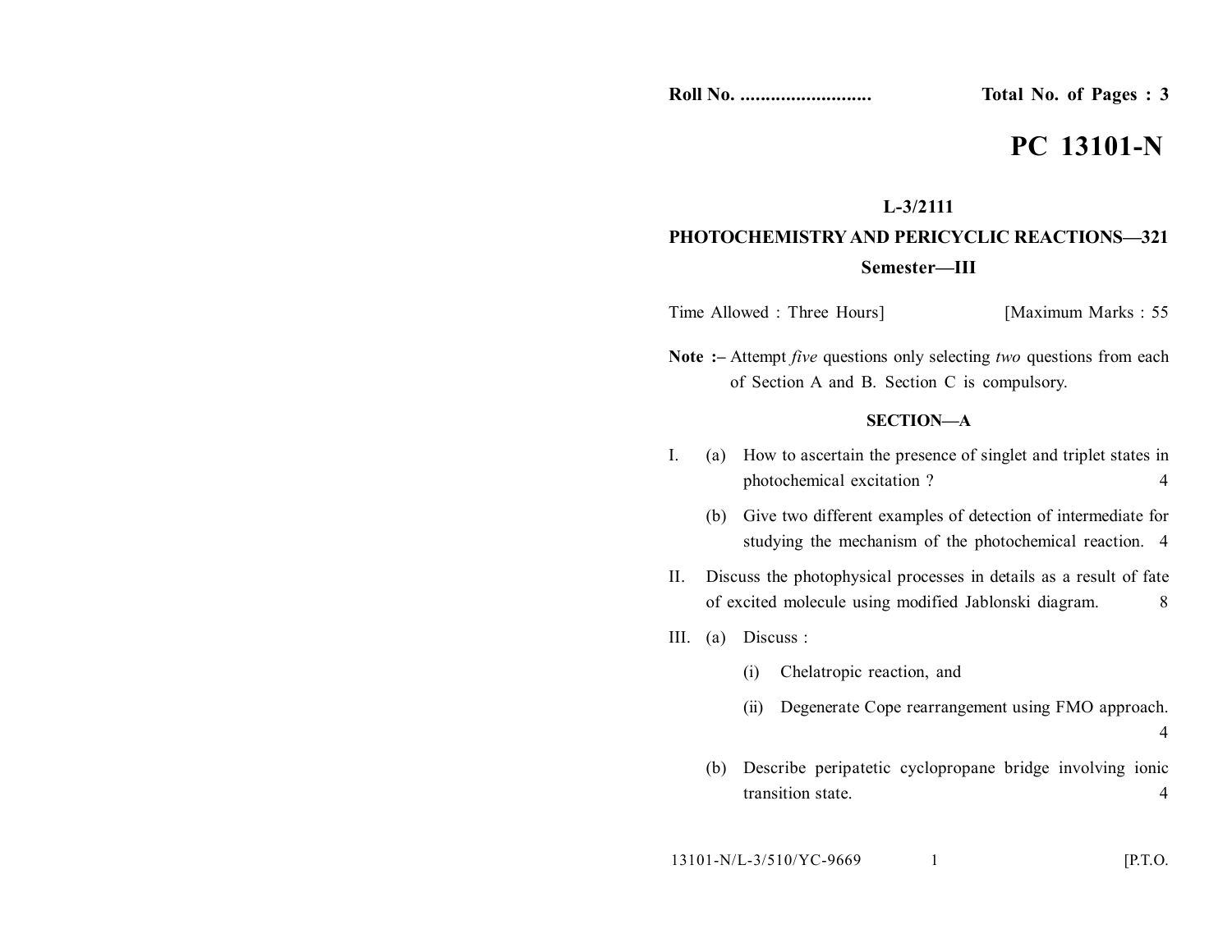Roll No. .......................... Total No. of Pages : 3

# PC 13101-N

**L-3/2111**

**PHOTOCHEMISTRY AND PERICYCLIC REACTIONS—321**

**Semester—III**

Time Allowed : Three Hours] [Maximum Marks : 55

**Note :–** Attempt *five* questions only selecting *two* questions from each of Section A and B. Section C is compulsory.

## SECTION—A

I. (a) How to ascertain the presence of singlet and triplet states in photochemical excitation ? 4

(b) Give two different examples of detection of intermediate for studying the mechanism of the photochemical reaction. 4

II. Discuss the photophysical processes in details as a result of fate of excited molecule using modified Jablonski diagram. 8

III. (a) Discuss :

(i) Chelatropic reaction, and

(ii) Degenerate Cope rearrangement using FMO approach. 4

(b) Describe peripatetic cyclopropane bridge involving ionic transition state. 4

13101-N/L-3/510/YC-9669 [P.T.O.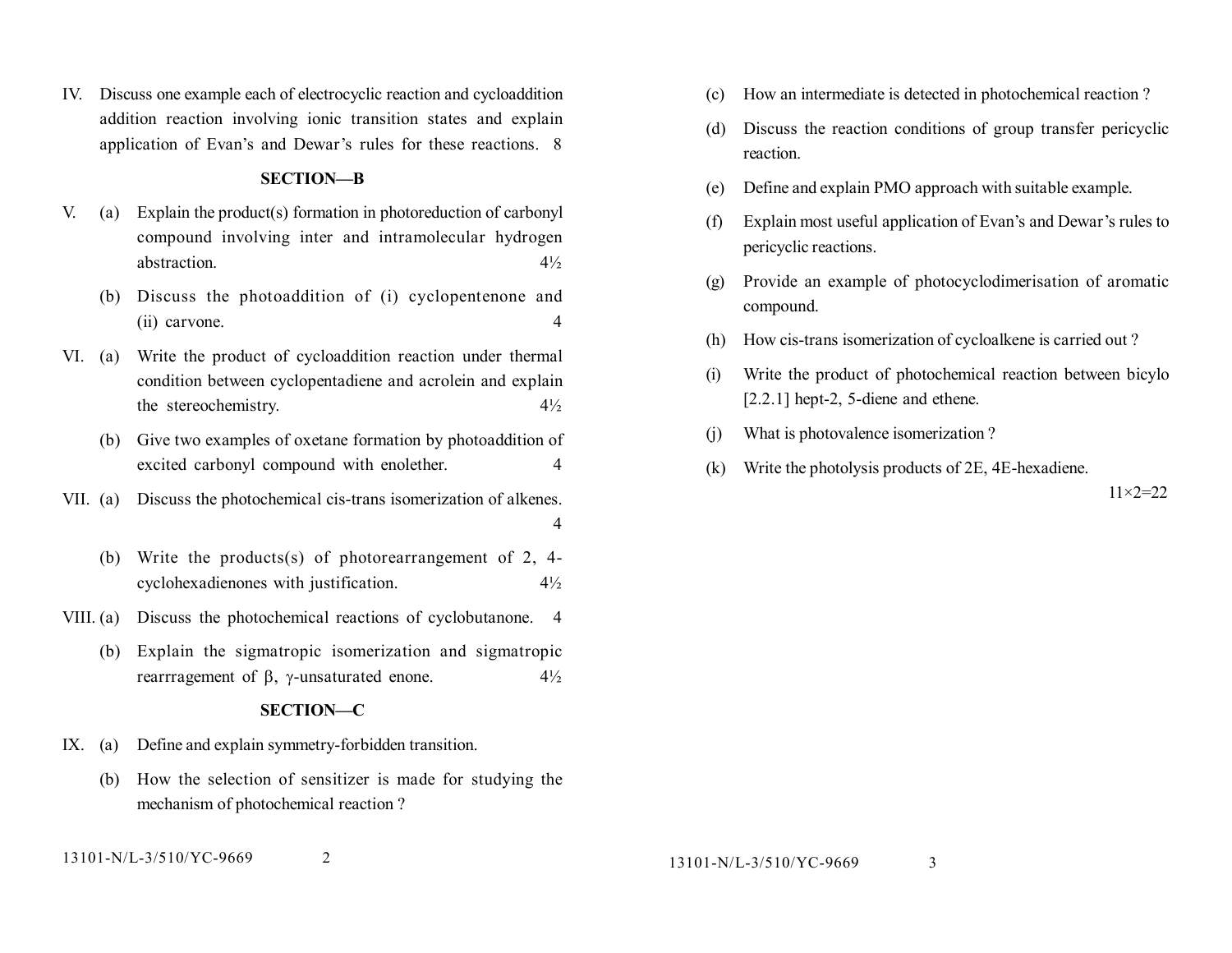IV. Discuss one example each of electrocyclic reaction and cycloaddition addition reaction involving ionic transition states and explain application of Evan's and Dewar's rules for these reactions. 8

## SECTION—B

V. (a) Explain the product(s) formation in photoreduction of carbonyl compound involving inter and intramolecular hydrogen abstraction. 4½

(b) Discuss the photoaddition of (i) cyclopentenone and (ii) carvone. 4

VI. (a) Write the product of cycloaddition reaction under thermal condition between cyclopentadiene and acrolein and explain the stereochemistry. 4½

(b) Give two examples of oxetane formation by photoaddition of excited carbonyl compound with enolether. 4

VII. (a) Discuss the photochemical cis-trans isomerization of alkenes. 4

(b) Write the products(s) of photorearrangement of 2, 4-cyclohexadienones with justification. 4½

VIII. (a) Discuss the photochemical reactions of cyclobutanone. 4

(b) Explain the sigmatropic isomerization and sigmatropic rearrragement of $\beta$, $\gamma$-unsaturated enone. 4½

## SECTION—C

IX. (a) Define and explain symmetry-forbidden transition.

(b) How the selection of sensitizer is made for studying the mechanism of photochemical reaction ?

(c) How an intermediate is detected in photochemical reaction ?

(d) Discuss the reaction conditions of group transfer pericyclic reaction.

(e) Define and explain PMO approach with suitable example.

(f) Explain most useful application of Evan's and Dewar's rules to pericyclic reactions.

(g) Provide an example of photocyclodimerisation of aromatic compound.

(h) How cis-trans isomerization of cycloalkene is carried out ?

(i) Write the product of photochemical reaction between bicylo [2.2.1] hept-2, 5-diene and ethene.

(j) What is photovalence isomerization ?

(k) Write the photolysis products of 2E, 4E-hexadiene.

$11\times2=22$